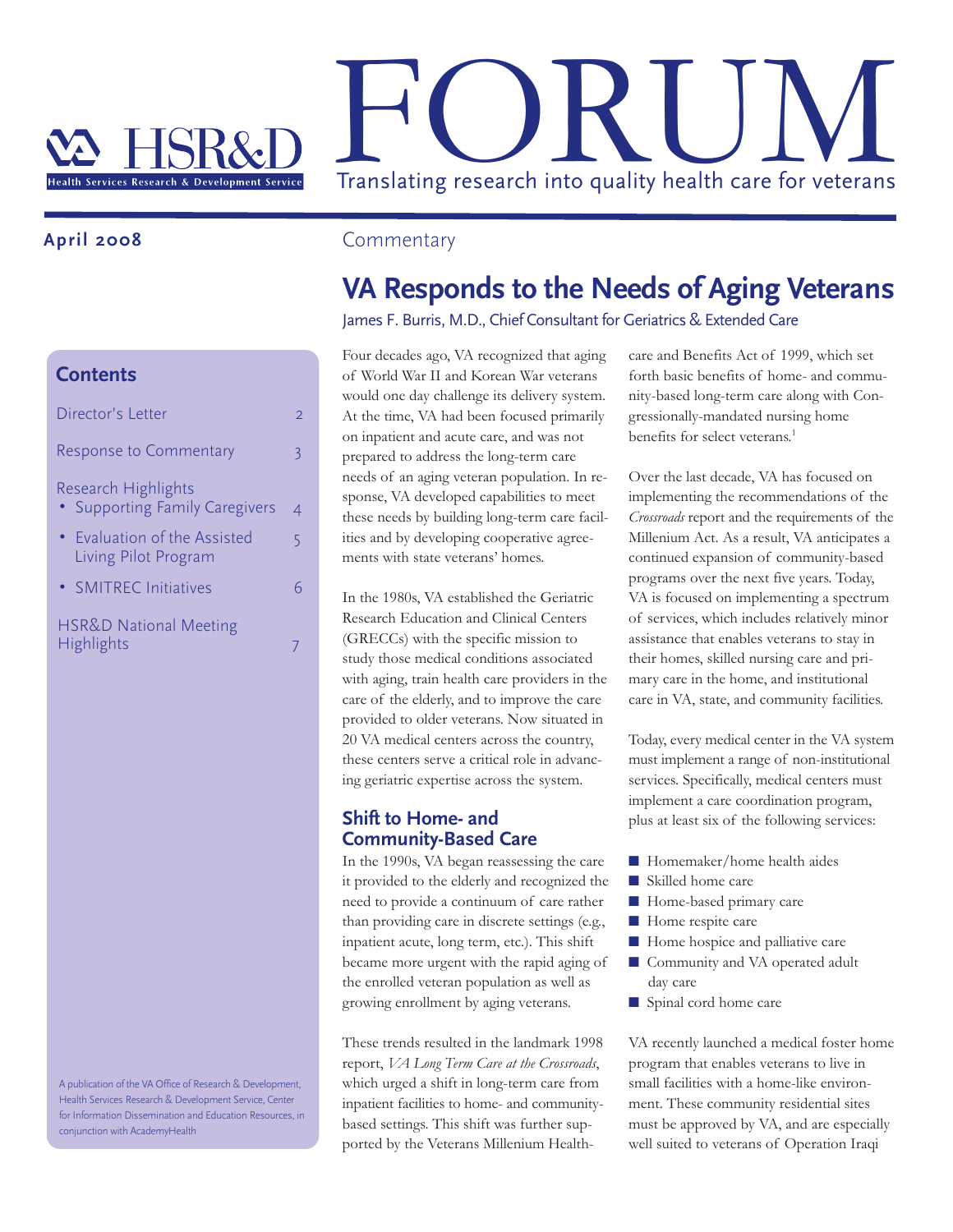# HSR&D FORUM

Health Services Research & Development Service

Translating research into quality health care for veterans

**April 2008**

## Contents

- Director's Letter — 2
- Response to Commentary — 3
- Research Highlights
  - Supporting Family Caregivers — 4
  - Evaluation of the Assisted Living Pilot Program — 5
  - SMITREC Initiatives — 6
- HSR&D National Meeting Highlights — 7

A publication of the VA Office of Research & Development, Health Services Research & Development Service, Center for Information Dissemination and Education Resources, in conjunction with AcademyHealth

Commentary

# VA Responds to the Needs of Aging Veterans

James F. Burris, M.D., Chief Consultant for Geriatrics & Extended Care

Four decades ago, VA recognized that aging of World War II and Korean War veterans would one day challenge its delivery system. At the time, VA had been focused primarily on inpatient and acute care, and was not prepared to address the long-term care needs of an aging veteran population. In response, VA developed capabilities to meet these needs by building long-term care facilities and by developing cooperative agreements with state veterans' homes.

In the 1980s, VA established the Geriatric Research Education and Clinical Centers (GRECCs) with the specific mission to study those medical conditions associated with aging, train health care providers in the care of the elderly, and to improve the care provided to older veterans. Now situated in 20 VA medical centers across the country, these centers serve a critical role in advancing geriatric expertise across the system.

## Shift to Home- and Community-Based Care

In the 1990s, VA began reassessing the care it provided to the elderly and recognized the need to provide a continuum of care rather than providing care in discrete settings (e.g., inpatient acute, long term, etc.). This shift became more urgent with the rapid aging of the enrolled veteran population as well as growing enrollment by aging veterans.

These trends resulted in the landmark 1998 report, *VA Long Term Care at the Crossroads*, which urged a shift in long-term care from inpatient facilities to home- and community-based settings. This shift was further supported by the Veterans Millenium Healthcare and Benefits Act of 1999, which set forth basic benefits of home- and community-based long-term care along with Congressionally-mandated nursing home benefits for select veterans.[1]

Over the last decade, VA has focused on implementing the recommendations of the *Crossroads* report and the requirements of the Millenium Act. As a result, VA anticipates a continued expansion of community-based programs over the next five years. Today, VA is focused on implementing a spectrum of services, which includes relatively minor assistance that enables veterans to stay in their homes, skilled nursing care and primary care in the home, and institutional care in VA, state, and community facilities.

Today, every medical center in the VA system must implement a range of non-institutional services. Specifically, medical centers must implement a care coordination program, plus at least six of the following services:

- Homemaker/home health aides
- Skilled home care
- Home-based primary care
- Home respite care
- Home hospice and palliative care
- Community and VA operated adult day care
- Spinal cord home care

VA recently launched a medical foster home program that enables veterans to live in small facilities with a home-like environment. These community residential sites must be approved by VA, and are especially well suited to veterans of Operation Iraqi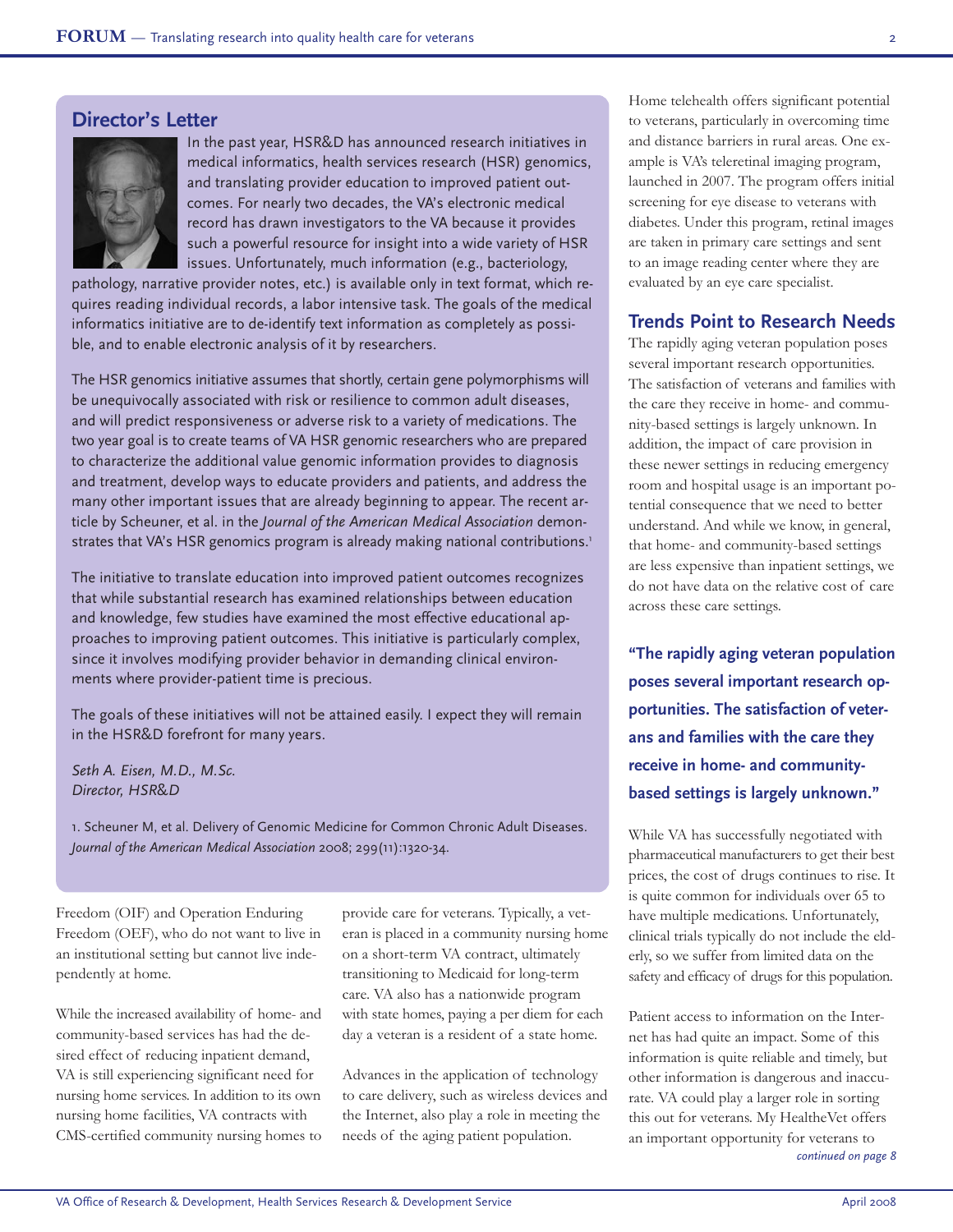## Director's Letter

In the past year, HSR&D has announced research initiatives in medical informatics, health services research (HSR) genomics, and translating provider education to improved patient outcomes. For nearly two decades, the VA's electronic medical record has drawn investigators to the VA because it provides such a powerful resource for insight into a wide variety of HSR issues. Unfortunately, much information (e.g., bacteriology, pathology, narrative provider notes, etc.) is available only in text format, which requires reading individual records, a labor intensive task. The goals of the medical informatics initiative are to de-identify text information as completely as possible, and to enable electronic analysis of it by researchers.

The HSR genomics initiative assumes that shortly, certain gene polymorphisms will be unequivocally associated with risk or resilience to common adult diseases, and will predict responsiveness or adverse risk to a variety of medications. The two year goal is to create teams of VA HSR genomic researchers who are prepared to characterize the additional value genomic information provides to diagnosis and treatment, develop ways to educate providers and patients, and address the many other important issues that are already beginning to appear. The recent article by Scheuner, et al. in the *Journal of the American Medical Association* demonstrates that VA's HSR genomics program is already making national contributions.[1]

The initiative to translate education into improved patient outcomes recognizes that while substantial research has examined relationships between education and knowledge, few studies have examined the most effective educational approaches to improving patient outcomes. This initiative is particularly complex, since it involves modifying provider behavior in demanding clinical environments where provider-patient time is precious.

The goals of these initiatives will not be attained easily. I expect they will remain in the HSR&D forefront for many years.

*Seth A. Eisen, M.D., M.Sc.*
*Director, HSR&D*

1. Scheuner M, et al. Delivery of Genomic Medicine for Common Chronic Adult Diseases. *Journal of the American Medical Association* 2008; 299(11):1320-34.

Freedom (OIF) and Operation Enduring Freedom (OEF), who do not want to live in an institutional setting but cannot live independently at home.

While the increased availability of home- and community-based services has had the desired effect of reducing inpatient demand, VA is still experiencing significant need for nursing home services. In addition to its own nursing home facilities, VA contracts with CMS-certified community nursing homes to provide care for veterans. Typically, a veteran is placed in a community nursing home on a short-term VA contract, ultimately transitioning to Medicaid for long-term care. VA also has a nationwide program with state homes, paying a per diem for each day a veteran is a resident of a state home.

Advances in the application of technology to care delivery, such as wireless devices and the Internet, also play a role in meeting the needs of the aging patient population.

Home telehealth offers significant potential to veterans, particularly in overcoming time and distance barriers in rural areas. One example is VA's teleretinal imaging program, launched in 2007. The program offers initial screening for eye disease to veterans with diabetes. Under this program, retinal images are taken in primary care settings and sent to an image reading center where they are evaluated by an eye care specialist.

## Trends Point to Research Needs

The rapidly aging veteran population poses several important research opportunities. The satisfaction of veterans and families with the care they receive in home- and community-based settings is largely unknown. In addition, the impact of care provision in these newer settings in reducing emergency room and hospital usage is an important potential consequence that we need to better understand. And while we know, in general, that home- and community-based settings are less expensive than inpatient settings, we do not have data on the relative cost of care across these care settings.

**"The rapidly aging veteran population poses several important research opportunities. The satisfaction of veterans and families with the care they receive in home- and community-based settings is largely unknown."**

While VA has successfully negotiated with pharmaceutical manufacturers to get their best prices, the cost of drugs continues to rise. It is quite common for individuals over 65 to have multiple medications. Unfortunately, clinical trials typically do not include the elderly, so we suffer from limited data on the safety and efficacy of drugs for this population.

Patient access to information on the Internet has had quite an impact. Some of this information is quite reliable and timely, but other information is dangerous and inaccurate. VA could play a larger role in sorting this out for veterans. My HealtheVet offers an important opportunity for veterans to

*continued on page 8*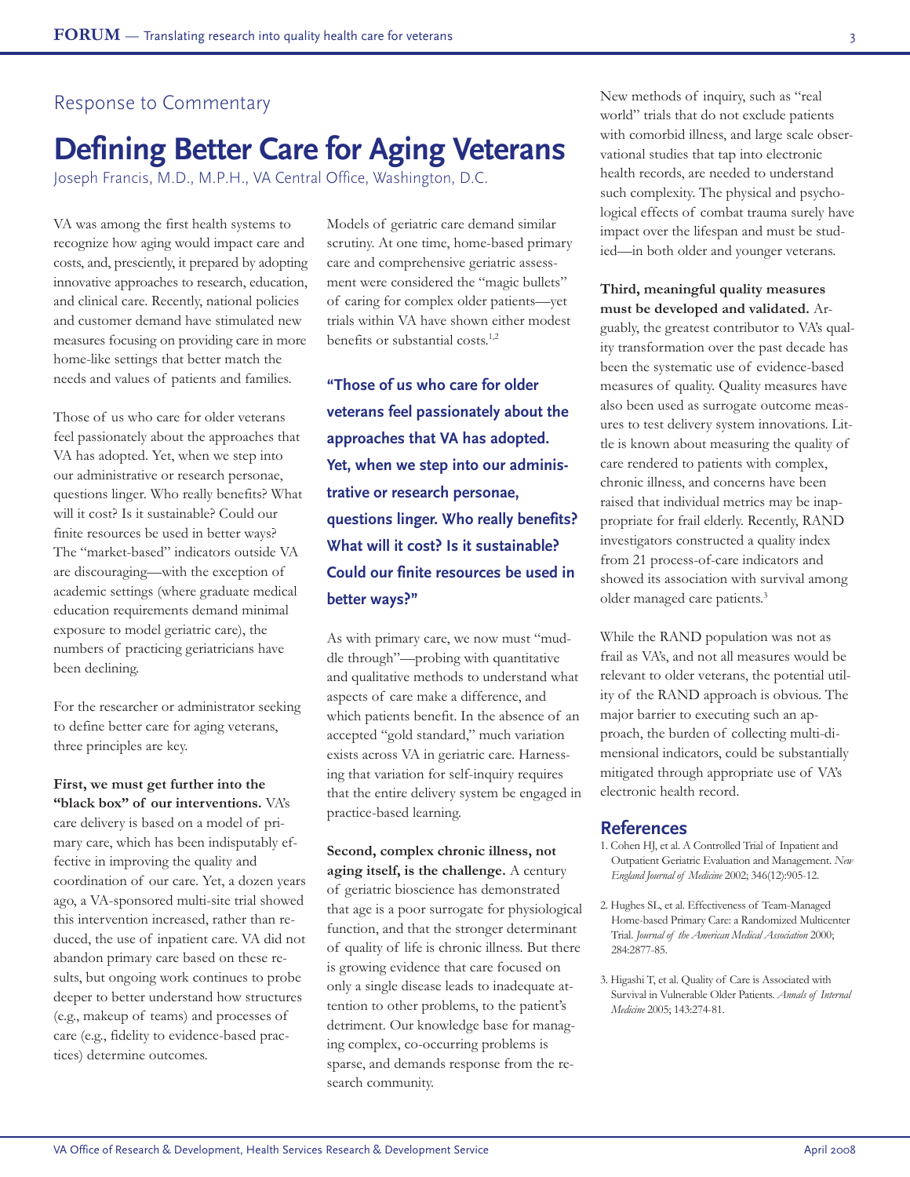Response to Commentary

# Defining Better Care for Aging Veterans

Joseph Francis, M.D., M.P.H., VA Central Office, Washington, D.C.

VA was among the first health systems to recognize how aging would impact care and costs, and, presciently, it prepared by adopting innovative approaches to research, education, and clinical care. Recently, national policies and customer demand have stimulated new measures focusing on providing care in more home-like settings that better match the needs and values of patients and families.

Those of us who care for older veterans feel passionately about the approaches that VA has adopted. Yet, when we step into our administrative or research personae, questions linger. Who really benefits? What will it cost? Is it sustainable? Could our finite resources be used in better ways? The "market-based" indicators outside VA are discouraging—with the exception of academic settings (where graduate medical education requirements demand minimal exposure to model geriatric care), the numbers of practicing geriatricians have been declining.

For the researcher or administrator seeking to define better care for aging veterans, three principles are key.

**First, we must get further into the "black box" of our interventions.** VA's care delivery is based on a model of primary care, which has been indisputably effective in improving the quality and coordination of our care. Yet, a dozen years ago, a VA-sponsored multi-site trial showed this intervention increased, rather than reduced, the use of inpatient care. VA did not abandon primary care based on these results, but ongoing work continues to probe deeper to better understand how structures (e.g., makeup of teams) and processes of care (e.g., fidelity to evidence-based practices) determine outcomes.

Models of geriatric care demand similar scrutiny. At one time, home-based primary care and comprehensive geriatric assessment were considered the "magic bullets" of caring for complex older patients—yet trials within VA have shown either modest benefits or substantial costs.[1,2]

**"Those of us who care for older veterans feel passionately about the approaches that VA has adopted. Yet, when we step into our administrative or research personae, questions linger. Who really benefits? What will it cost? Is it sustainable? Could our finite resources be used in better ways?"**

As with primary care, we now must "muddle through"—probing with quantitative and qualitative methods to understand what aspects of care make a difference, and which patients benefit. In the absence of an accepted "gold standard," much variation exists across VA in geriatric care. Harnessing that variation for self-inquiry requires that the entire delivery system be engaged in practice-based learning.

**Second, complex chronic illness, not aging itself, is the challenge.** A century of geriatric bioscience has demonstrated that age is a poor surrogate for physiological function, and that the stronger determinant of quality of life is chronic illness. But there is growing evidence that care focused on only a single disease leads to inadequate attention to other problems, to the patient's detriment. Our knowledge base for managing complex, co-occurring problems is sparse, and demands response from the research community.

New methods of inquiry, such as "real world" trials that do not exclude patients with comorbid illness, and large scale observational studies that tap into electronic health records, are needed to understand such complexity. The physical and psychological effects of combat trauma surely have impact over the lifespan and must be studied—in both older and younger veterans.

**Third, meaningful quality measures must be developed and validated.** Arguably, the greatest contributor to VA's quality transformation over the past decade has been the systematic use of evidence-based measures of quality. Quality measures have also been used as surrogate outcome measures to test delivery system innovations. Little is known about measuring the quality of care rendered to patients with complex, chronic illness, and concerns have been raised that individual metrics may be inappropriate for frail elderly. Recently, RAND investigators constructed a quality index from 21 process-of-care indicators and showed its association with survival among older managed care patients.[3]

While the RAND population was not as frail as VA's, and not all measures would be relevant to older veterans, the potential utility of the RAND approach is obvious. The major barrier to executing such an approach, the burden of collecting multi-dimensional indicators, could be substantially mitigated through appropriate use of VA's electronic health record.

## References

1. Cohen HJ, et al. A Controlled Trial of Inpatient and Outpatient Geriatric Evaluation and Management. *New England Journal of Medicine* 2002; 346(12):905-12.
2. Hughes SL, et al. Effectiveness of Team-Managed Home-based Primary Care: a Randomized Multicenter Trial. *Journal of the American Medical Association* 2000; 284:2877-85.
3. Higashi T, et al. Quality of Care is Associated with Survival in Vulnerable Older Patients. *Annals of Internal Medicine* 2005; 143:274-81.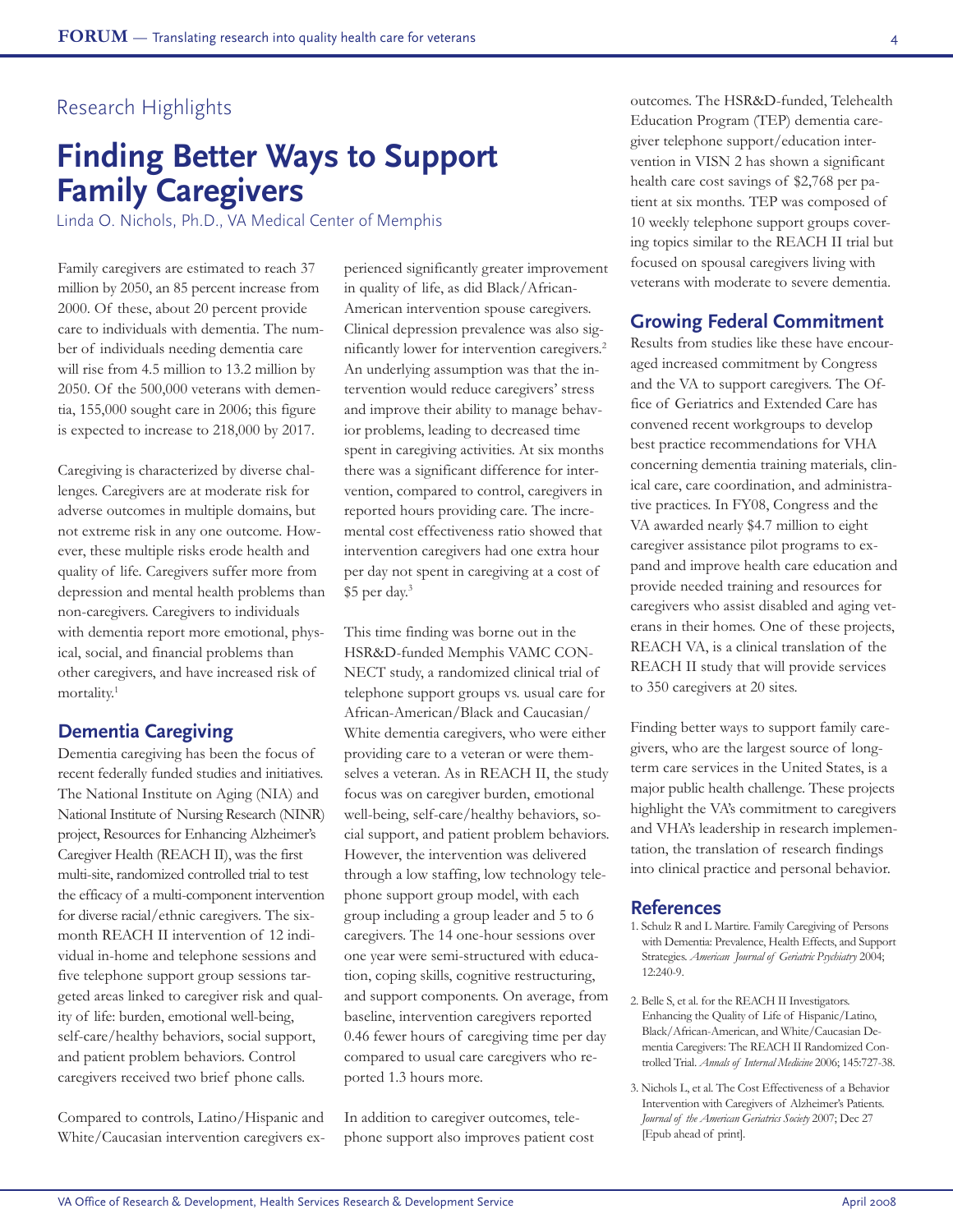## Research Highlights

# Finding Better Ways to Support Family Caregivers

Linda O. Nichols, Ph.D., VA Medical Center of Memphis

Family caregivers are estimated to reach 37 million by 2050, an 85 percent increase from 2000. Of these, about 20 percent provide care to individuals with dementia. The number of individuals needing dementia care will rise from 4.5 million to 13.2 million by 2050. Of the 500,000 veterans with dementia, 155,000 sought care in 2006; this figure is expected to increase to 218,000 by 2017.

Caregiving is characterized by diverse challenges. Caregivers are at moderate risk for adverse outcomes in multiple domains, but not extreme risk in any one outcome. However, these multiple risks erode health and quality of life. Caregivers suffer more from depression and mental health problems than non-caregivers. Caregivers to individuals with dementia report more emotional, physical, social, and financial problems than other caregivers, and have increased risk of mortality.[1]

## Dementia Caregiving

Dementia caregiving has been the focus of recent federally funded studies and initiatives. The National Institute on Aging (NIA) and National Institute of Nursing Research (NINR) project, Resources for Enhancing Alzheimer's Caregiver Health (REACH II), was the first multi-site, randomized controlled trial to test the efficacy of a multi-component intervention for diverse racial/ethnic caregivers. The six-month REACH II intervention of 12 individual in-home and telephone sessions and five telephone support group sessions targeted areas linked to caregiver risk and quality of life: burden, emotional well-being, self-care/healthy behaviors, social support, and patient problem behaviors. Control caregivers received two brief phone calls.

Compared to controls, Latino/Hispanic and White/Caucasian intervention caregivers experienced significantly greater improvement in quality of life, as did Black/African-American intervention spouse caregivers. Clinical depression prevalence was also significantly lower for intervention caregivers.[2] An underlying assumption was that the intervention would reduce caregivers' stress and improve their ability to manage behavior problems, leading to decreased time spent in caregiving activities. At six months there was a significant difference for intervention, compared to control, caregivers in reported hours providing care. The incremental cost effectiveness ratio showed that intervention caregivers had one extra hour per day not spent in caregiving at a cost of $5 per day.[3]

This time finding was borne out in the HSR&D-funded Memphis VAMC CONNECT study, a randomized clinical trial of telephone support groups vs. usual care for African-American/Black and Caucasian/White dementia caregivers, who were either providing care to a veteran or were themselves a veteran. As in REACH II, the study focus was on caregiver burden, emotional well-being, self-care/healthy behaviors, social support, and patient problem behaviors. However, the intervention was delivered through a low staffing, low technology telephone support group model, with each group including a group leader and 5 to 6 caregivers. The 14 one-hour sessions over one year were semi-structured with education, coping skills, cognitive restructuring, and support components. On average, from baseline, intervention caregivers reported 0.46 fewer hours of caregiving time per day compared to usual care caregivers who reported 1.3 hours more.

In addition to caregiver outcomes, telephone support also improves patient cost outcomes. The HSR&D-funded, Telehealth Education Program (TEP) dementia caregiver telephone support/education intervention in VISN 2 has shown a significant health care cost savings of $2,768 per patient at six months. TEP was composed of 10 weekly telephone support groups covering topics similar to the REACH II trial but focused on spousal caregivers living with veterans with moderate to severe dementia.

## Growing Federal Commitment

Results from studies like these have encouraged increased commitment by Congress and the VA to support caregivers. The Office of Geriatrics and Extended Care has convened recent workgroups to develop best practice recommendations for VHA concerning dementia training materials, clinical care, care coordination, and administrative practices. In FY08, Congress and the VA awarded nearly $4.7 million to eight caregiver assistance pilot programs to expand and improve health care education and provide needed training and resources for caregivers who assist disabled and aging veterans in their homes. One of these projects, REACH VA, is a clinical translation of the REACH II study that will provide services to 350 caregivers at 20 sites.

Finding better ways to support family caregivers, who are the largest source of long-term care services in the United States, is a major public health challenge. These projects highlight the VA's commitment to caregivers and VHA's leadership in research implementation, the translation of research findings into clinical practice and personal behavior.

## References

1. Schulz R and L Martire. Family Caregiving of Persons with Dementia: Prevalence, Health Effects, and Support Strategies. *American Journal of Geriatric Psychiatry* 2004; 12:240-9.
2. Belle S, et al. for the REACH II Investigators. Enhancing the Quality of Life of Hispanic/Latino, Black/African-American, and White/Caucasian Dementia Caregivers: The REACH II Randomized Controlled Trial. *Annals of Internal Medicine* 2006; 145:727-38.
3. Nichols L, et al. The Cost Effectiveness of a Behavior Intervention with Caregivers of Alzheimer's Patients. *Journal of the American Geriatrics Society* 2007; Dec 27 [Epub ahead of print].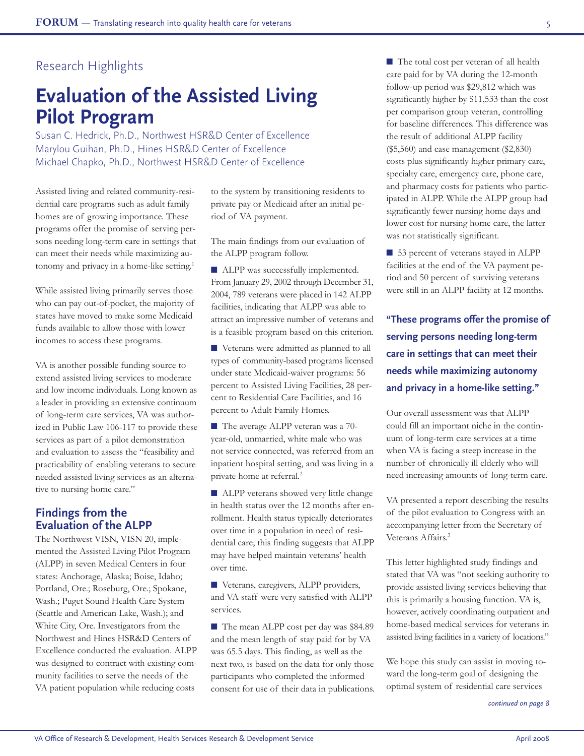Research Highlights

# Evaluation of the Assisted Living Pilot Program

Susan C. Hedrick, Ph.D., Northwest HSR&D Center of Excellence
Marylou Guihan, Ph.D., Hines HSR&D Center of Excellence
Michael Chapko, Ph.D., Northwest HSR&D Center of Excellence

Assisted living and related community-residential care programs such as adult family homes are of growing importance. These programs offer the promise of serving persons needing long-term care in settings that can meet their needs while maximizing autonomy and privacy in a home-like setting.[1]

While assisted living primarily serves those who can pay out-of-pocket, the majority of states have moved to make some Medicaid funds available to allow those with lower incomes to access these programs.

VA is another possible funding source to extend assisted living services to moderate and low income individuals. Long known as a leader in providing an extensive continuum of long-term care services, VA was authorized in Public Law 106-117 to provide these services as part of a pilot demonstration and evaluation to assess the "feasibility and practicability of enabling veterans to secure needed assisted living services as an alternative to nursing home care."

## Findings from the Evaluation of the ALPP

The Northwest VISN, VISN 20, implemented the Assisted Living Pilot Program (ALPP) in seven Medical Centers in four states: Anchorage, Alaska; Boise, Idaho; Portland, Ore.; Roseburg, Ore.; Spokane, Wash.; Puget Sound Health Care System (Seattle and American Lake, Wash.); and White City, Ore. Investigators from the Northwest and Hines HSR&D Centers of Excellence conducted the evaluation. ALPP was designed to contract with existing community facilities to serve the needs of the VA patient population while reducing costs to the system by transitioning residents to private pay or Medicaid after an initial period of VA payment.

The main findings from our evaluation of the ALPP program follow.

- ALPP was successfully implemented. From January 29, 2002 through December 31, 2004, 789 veterans were placed in 142 ALPP facilities, indicating that ALPP was able to attract an impressive number of veterans and is a feasible program based on this criterion.
- Veterans were admitted as planned to all types of community-based programs licensed under state Medicaid-waiver programs: 56 percent to Assisted Living Facilities, 28 percent to Residential Care Facilities, and 16 percent to Adult Family Homes.
- The average ALPP veteran was a 70-year-old, unmarried, white male who was not service connected, was referred from an inpatient hospital setting, and was living in a private home at referral.[2]
- ALPP veterans showed very little change in health status over the 12 months after enrollment. Health status typically deteriorates over time in a population in need of residential care; this finding suggests that ALPP may have helped maintain veterans' health over time.
- Veterans, caregivers, ALPP providers, and VA staff were very satisfied with ALPP services.
- The mean ALPP cost per day was $84.89 and the mean length of stay paid for by VA was 65.5 days. This finding, as well as the next two, is based on the data for only those participants who completed the informed consent for use of their data in publications.
- The total cost per veteran of all health care paid for by VA during the 12-month follow-up period was $29,812 which was significantly higher by $11,533 than the cost per comparison group veteran, controlling for baseline differences. This difference was the result of additional ALPP facility ($5,560) and case management ($2,830) costs plus significantly higher primary care, specialty care, emergency care, phone care, and pharmacy costs for patients who participated in ALPP. While the ALPP group had significantly fewer nursing home days and lower cost for nursing home care, the latter was not statistically significant.
- 53 percent of veterans stayed in ALPP facilities at the end of the VA payment period and 50 percent of surviving veterans were still in an ALPP facility at 12 months.

**"These programs offer the promise of serving persons needing long-term care in settings that can meet their needs while maximizing autonomy and privacy in a home-like setting."**

Our overall assessment was that ALPP could fill an important niche in the continuum of long-term care services at a time when VA is facing a steep increase in the number of chronically ill elderly who will need increasing amounts of long-term care.

VA presented a report describing the results of the pilot evaluation to Congress with an accompanying letter from the Secretary of Veterans Affairs.[3]

This letter highlighted study findings and stated that VA was "not seeking authority to provide assisted living services believing that this is primarily a housing function. VA is, however, actively coordinating outpatient and home-based medical services for veterans in assisted living facilities in a variety of locations."

We hope this study can assist in moving toward the long-term goal of designing the optimal system of residential care services

*continued on page 8*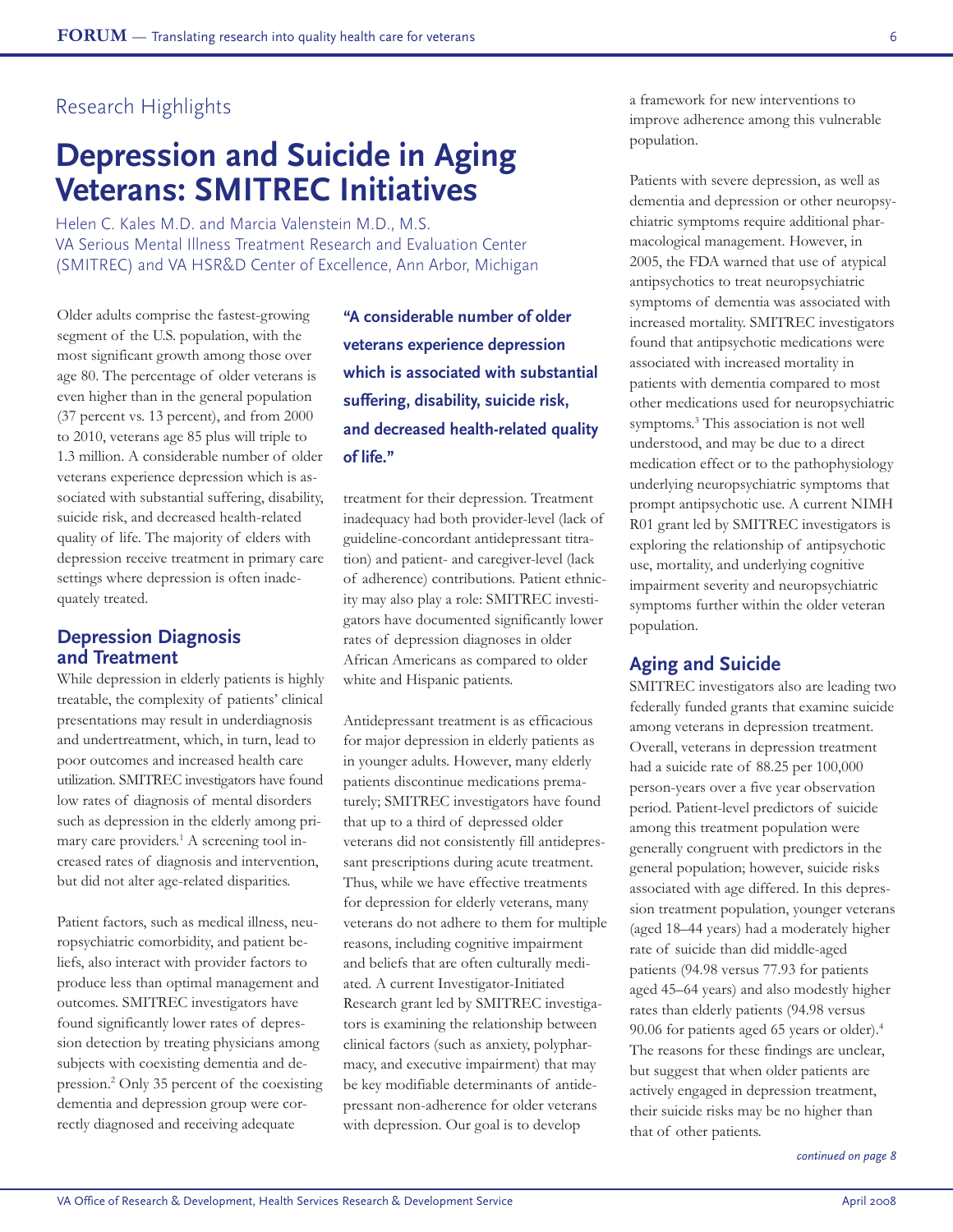## Research Highlights

# Depression and Suicide in Aging Veterans: SMITREC Initiatives

Helen C. Kales M.D. and Marcia Valenstein M.D., M.S.
VA Serious Mental Illness Treatment Research and Evaluation Center (SMITREC) and VA HSR&D Center of Excellence, Ann Arbor, Michigan

Older adults comprise the fastest-growing segment of the U.S. population, with the most significant growth among those over age 80. The percentage of older veterans is even higher than in the general population (37 percent vs. 13 percent), and from 2000 to 2010, veterans age 85 plus will triple to 1.3 million. A considerable number of older veterans experience depression which is associated with substantial suffering, disability, suicide risk, and decreased health-related quality of life. The majority of elders with depression receive treatment in primary care settings where depression is often inadequately treated.

**"A considerable number of older veterans experience depression which is associated with substantial suffering, disability, suicide risk, and decreased health-related quality of life."**

## Depression Diagnosis and Treatment

While depression in elderly patients is highly treatable, the complexity of patients' clinical presentations may result in underdiagnosis and undertreatment, which, in turn, lead to poor outcomes and increased health care utilization. SMITREC investigators have found low rates of diagnosis of mental disorders such as depression in the elderly among primary care providers.[1] A screening tool increased rates of diagnosis and intervention, but did not alter age-related disparities.

Patient factors, such as medical illness, neuropsychiatric comorbidity, and patient beliefs, also interact with provider factors to produce less than optimal management and outcomes. SMITREC investigators have found significantly lower rates of depression detection by treating physicians among subjects with coexisting dementia and depression.[2] Only 35 percent of the coexisting dementia and depression group were correctly diagnosed and receiving adequate treatment for their depression. Treatment inadequacy had both provider-level (lack of guideline-concordant antidepressant titration) and patient- and caregiver-level (lack of adherence) contributions. Patient ethnicity may also play a role: SMITREC investigators have documented significantly lower rates of depression diagnoses in older African Americans as compared to older white and Hispanic patients.

Antidepressant treatment is as efficacious for major depression in elderly patients as in younger adults. However, many elderly patients discontinue medications prematurely; SMITREC investigators have found that up to a third of depressed older veterans did not consistently fill antidepressant prescriptions during acute treatment. Thus, while we have effective treatments for depression for elderly veterans, many veterans do not adhere to them for multiple reasons, including cognitive impairment and beliefs that are often culturally mediated. A current Investigator-Initiated Research grant led by SMITREC investigators is examining the relationship between clinical factors (such as anxiety, polypharmacy, and executive impairment) that may be key modifiable determinants of antidepressant non-adherence for older veterans with depression. Our goal is to develop a framework for new interventions to improve adherence among this vulnerable population.

Patients with severe depression, as well as dementia and depression or other neuropsychiatric symptoms require additional pharmacological management. However, in 2005, the FDA warned that use of atypical antipsychotics to treat neuropsychiatric symptoms of dementia was associated with increased mortality. SMITREC investigators found that antipsychotic medications were associated with increased mortality in patients with dementia compared to most other medications used for neuropsychiatric symptoms.[3] This association is not well understood, and may be due to a direct medication effect or to the pathophysiology underlying neuropsychiatric symptoms that prompt antipsychotic use. A current NIMH R01 grant led by SMITREC investigators is exploring the relationship of antipsychotic use, mortality, and underlying cognitive impairment severity and neuropsychiatric symptoms further within the older veteran population.

## Aging and Suicide

SMITREC investigators also are leading two federally funded grants that examine suicide among veterans in depression treatment. Overall, veterans in depression treatment had a suicide rate of 88.25 per 100,000 person-years over a five year observation period. Patient-level predictors of suicide among this treatment population were generally congruent with predictors in the general population; however, suicide risks associated with age differed. In this depression treatment population, younger veterans (aged 18–44 years) had a moderately higher rate of suicide than did middle-aged patients (94.98 versus 77.93 for patients aged 45–64 years) and also modestly higher rates than elderly patients (94.98 versus 90.06 for patients aged 65 years or older).[4] The reasons for these findings are unclear, but suggest that when older patients are actively engaged in depression treatment, their suicide risks may be no higher than that of other patients.

*continued on page 8*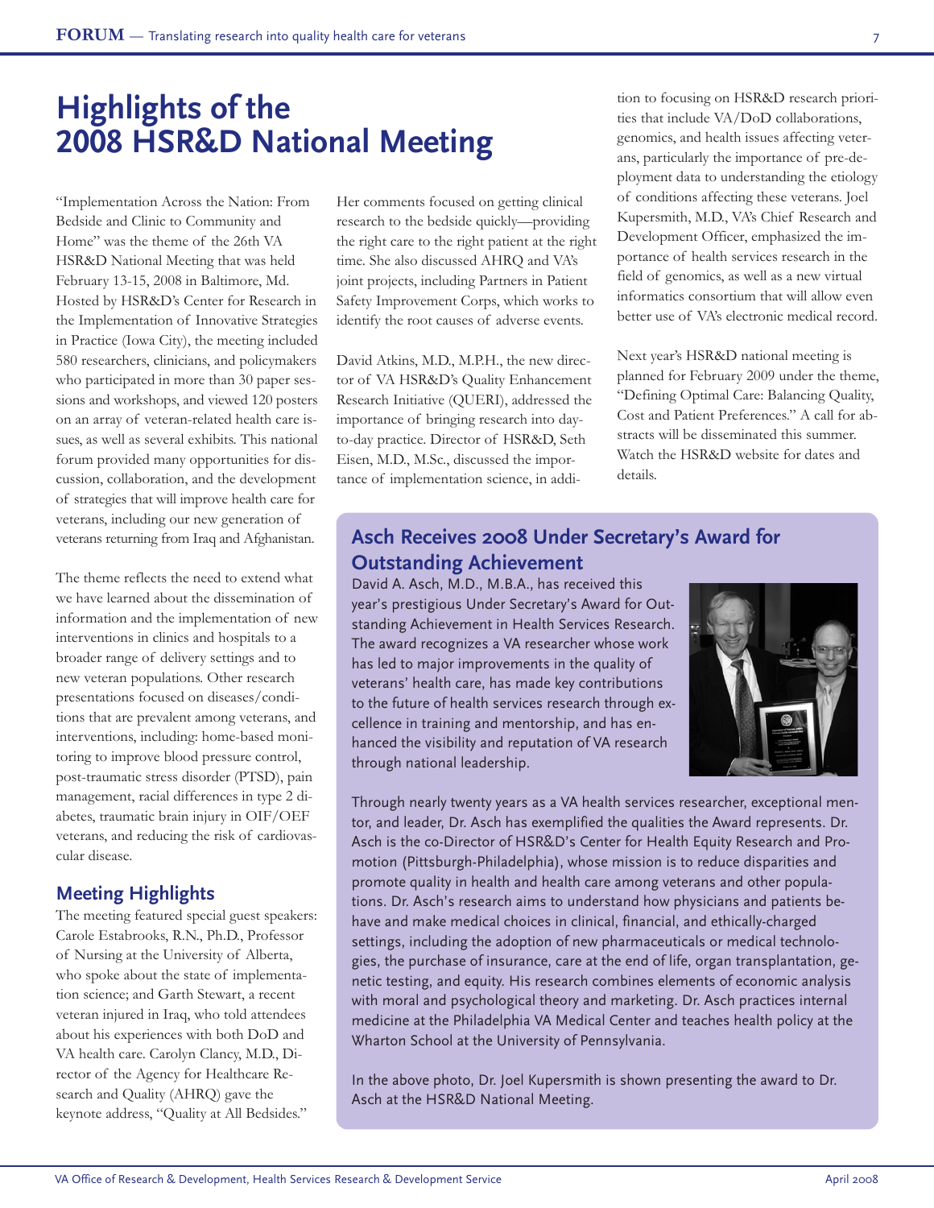# Highlights of the 2008 HSR&D National Meeting

"Implementation Across the Nation: From Bedside and Clinic to Community and Home" was the theme of the 26th VA HSR&D National Meeting that was held February 13-15, 2008 in Baltimore, Md. Hosted by HSR&D's Center for Research in the Implementation of Innovative Strategies in Practice (Iowa City), the meeting included 580 researchers, clinicians, and policymakers who participated in more than 30 paper sessions and workshops, and viewed 120 posters on an array of veteran-related health care issues, as well as several exhibits. This national forum provided many opportunities for discussion, collaboration, and the development of strategies that will improve health care for veterans, including our new generation of veterans returning from Iraq and Afghanistan.

The theme reflects the need to extend what we have learned about the dissemination of information and the implementation of new interventions in clinics and hospitals to a broader range of delivery settings and to new veteran populations. Other research presentations focused on diseases/conditions that are prevalent among veterans, and interventions, including: home-based monitoring to improve blood pressure control, post-traumatic stress disorder (PTSD), pain management, racial differences in type 2 diabetes, traumatic brain injury in OIF/OEF veterans, and reducing the risk of cardiovascular disease.

## Meeting Highlights

The meeting featured special guest speakers: Carole Estabrooks, R.N., Ph.D., Professor of Nursing at the University of Alberta, who spoke about the state of implementation science; and Garth Stewart, a recent veteran injured in Iraq, who told attendees about his experiences with both DoD and VA health care. Carolyn Clancy, M.D., Director of the Agency for Healthcare Research and Quality (AHRQ) gave the keynote address, "Quality at All Bedsides." Her comments focused on getting clinical research to the bedside quickly—providing the right care to the right patient at the right time. She also discussed AHRQ and VA's joint projects, including Partners in Patient Safety Improvement Corps, which works to identify the root causes of adverse events.

David Atkins, M.D., M.P.H., the new director of VA HSR&D's Quality Enhancement Research Initiative (QUERI), addressed the importance of bringing research into day-to-day practice. Director of HSR&D, Seth Eisen, M.D., M.Sc., discussed the importance of implementation science, in addition to focusing on HSR&D research priorities that include VA/DoD collaborations, genomics, and health issues affecting veterans, particularly the importance of pre-deployment data to understanding the etiology of conditions affecting these veterans. Joel Kupersmith, M.D., VA's Chief Research and Development Officer, emphasized the importance of health services research in the field of genomics, as well as a new virtual informatics consortium that will allow even better use of VA's electronic medical record.

Next year's HSR&D national meeting is planned for February 2009 under the theme, "Defining Optimal Care: Balancing Quality, Cost and Patient Preferences." A call for abstracts will be disseminated this summer. Watch the HSR&D website for dates and details.

## Asch Receives 2008 Under Secretary's Award for Outstanding Achievement

David A. Asch, M.D., M.B.A., has received this year's prestigious Under Secretary's Award for Outstanding Achievement in Health Services Research. The award recognizes a VA researcher whose work has led to major improvements in the quality of veterans' health care, has made key contributions to the future of health services research through excellence in training and mentorship, and has enhanced the visibility and reputation of VA research through national leadership.

Through nearly twenty years as a VA health services researcher, exceptional mentor, and leader, Dr. Asch has exemplified the qualities the Award represents. Dr. Asch is the co-Director of HSR&D's Center for Health Equity Research and Promotion (Pittsburgh-Philadelphia), whose mission is to reduce disparities and promote quality in health and health care among veterans and other populations. Dr. Asch's research aims to understand how physicians and patients behave and make medical choices in clinical, financial, and ethically-charged settings, including the adoption of new pharmaceuticals or medical technologies, the purchase of insurance, care at the end of life, organ transplantation, genetic testing, and equity. His research combines elements of economic analysis with moral and psychological theory and marketing. Dr. Asch practices internal medicine at the Philadelphia VA Medical Center and teaches health policy at the Wharton School at the University of Pennsylvania.

In the above photo, Dr. Joel Kupersmith is shown presenting the award to Dr. Asch at the HSR&D National Meeting.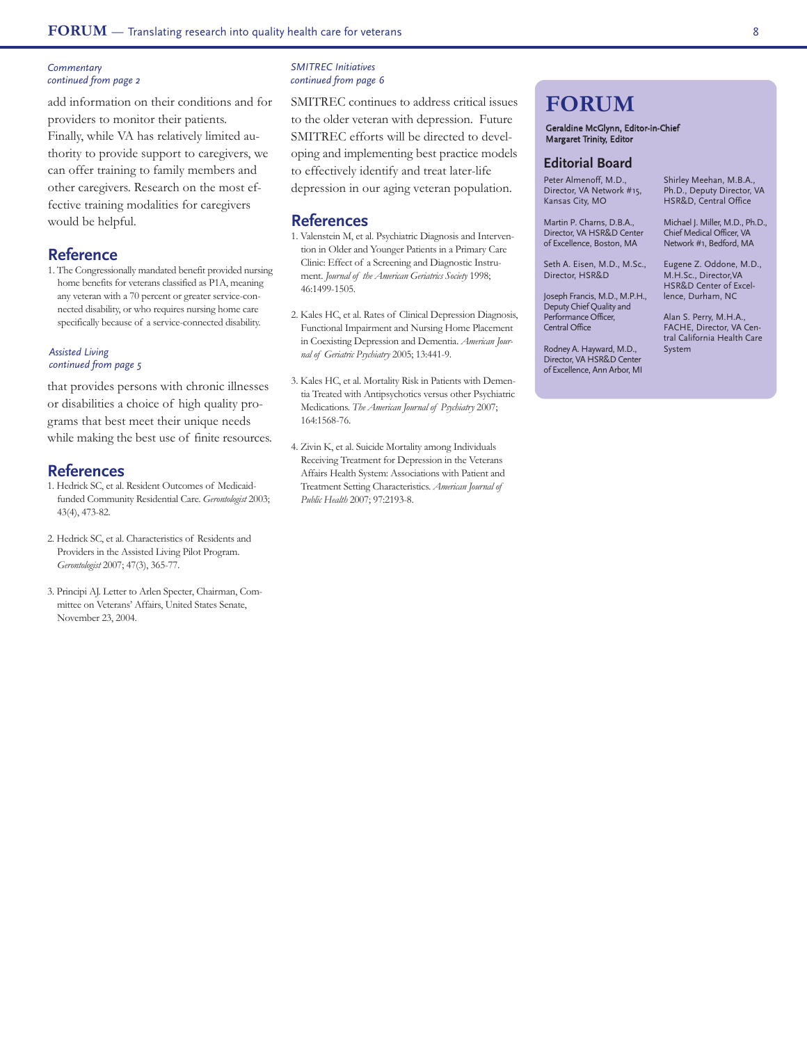*Commentary*
*continued from page 2*

add information on their conditions and for providers to monitor their patients. Finally, while VA has relatively limited authority to provide support to caregivers, we can offer training to family members and other caregivers. Research on the most effective training modalities for caregivers would be helpful.

## Reference

1. The Congressionally mandated benefit provided nursing home benefits for veterans classified as P1A, meaning any veteran with a 70 percent or greater service-connected disability, or who requires nursing home care specifically because of a service-connected disability.

*Assisted Living*
*continued from page 5*

that provides persons with chronic illnesses or disabilities a choice of high quality programs that best meet their unique needs while making the best use of finite resources.

## References

1. Hedrick SC, et al. Resident Outcomes of Medicaid-funded Community Residential Care. *Gerontologist* 2003; 43(4), 473-82.

2. Hedrick SC, et al. Characteristics of Residents and Providers in the Assisted Living Pilot Program. *Gerontologist* 2007; 47(3), 365-77.

3. Principi AJ. Letter to Arlen Specter, Chairman, Committee on Veterans' Affairs, United States Senate, November 23, 2004.

*SMITREC Initiatives*
*continued from page 6*

SMITREC continues to address critical issues to the older veteran with depression. Future SMITREC efforts will be directed to developing and implementing best practice models to effectively identify and treat later-life depression in our aging veteran population.

## References

1. Valenstein M, et al. Psychiatric Diagnosis and Intervention in Older and Younger Patients in a Primary Care Clinic: Effect of a Screening and Diagnostic Instrument. *Journal of the American Geriatrics Society* 1998; 46:1499-1505.

2. Kales HC, et al. Rates of Clinical Depression Diagnosis, Functional Impairment and Nursing Home Placement in Coexisting Depression and Dementia. *American Journal of Geriatric Psychiatry* 2005; 13:441-9.

3. Kales HC, et al. Mortality Risk in Patients with Dementia Treated with Antipsychotics versus other Psychiatric Medications. *The American Journal of Psychiatry* 2007; 164:1568-76.

4. Zivin K, et al. Suicide Mortality among Individuals Receiving Treatment for Depression in the Veterans Affairs Health System: Associations with Patient and Treatment Setting Characteristics. *American Journal of Public Health* 2007; 97:2193-8.

# FORUM

**Geraldine McGlynn, Editor-in-Chief**
**Margaret Trinity, Editor**

## Editorial Board

Peter Almenoff, M.D., Director, VA Network #15, Kansas City, MO

Martin P. Charns, D.B.A., Director, VA HSR&D Center of Excellence, Boston, MA

Seth A. Eisen, M.D., M.Sc., Director, HSR&D

Joseph Francis, M.D., M.P.H., Deputy Chief Quality and Performance Officer, Central Office

Rodney A. Hayward, M.D., Director, VA HSR&D Center of Excellence, Ann Arbor, MI

Shirley Meehan, M.B.A., Ph.D., Deputy Director, VA HSR&D, Central Office

Michael J. Miller, M.D., Ph.D., Chief Medical Officer, VA Network #1, Bedford, MA

Eugene Z. Oddone, M.D., M.H.Sc., Director,VA HSR&D Center of Excellence, Durham, NC

Alan S. Perry, M.H.A., FACHE, Director, VA Central California Health Care System